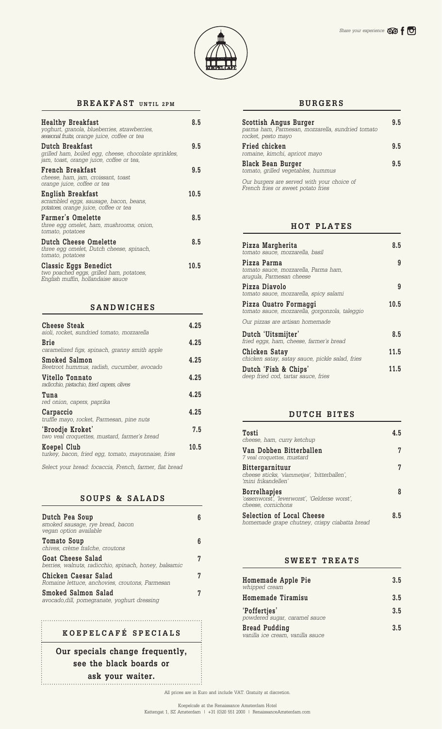Share your experience

# KOEPELCAFÉ

## BREAKFAST UNTIL 2PM

| Item | Price |
|---|---|
| **Healthy Breakfast** *yoghurt, granola, blueberries, strawberries, seasonal fruits, orange juice, coffee or tea* | 8.5 |
| **Dutch Breakfast** *grilled ham, boiled egg, cheese, chocolate sprinkles, jam, toast, orange juice, coffee or tea,* | 9.5 |
| **French Breakfast** *cheese, ham, jam, croissant, toast orange juice, coffee or tea* | 9.5 |
| **English Breakfast** *scrambled eggs, sausage, bacon, beans, potatoes, orange juice, coffee or tea* | 10.5 |
| **Farmer's Omelette** *three egg omelet, ham, mushrooms, onion, tomato, potatoes* | 8.5 |
| **Dutch Cheese Omelette** *three egg omelet, Dutch cheese, spinach, tomato, potatoes* | 8.5 |
| **Classic Eggs Benedict** *two poached eggs, grilled ham, potatoes, English muffin, hollandaise sauce* | 10.5 |

## SANDWICHES

| Item | Price |
|---|---|
| **Cheese Steak** *aioli, rocket, sundried tomato, mozzarella* | 4.25 |
| **Brie** *caramelized figs, spinach, granny smith apple* | 4.25 |
| **Smoked Salmon** *Beetroot hummus, radish, cucumber, avocado* | 4.25 |
| **Vitello Tonnato** *radicchio, pistachio, fried capers, olives* | 4.25 |
| **Tuna** *red onion, capers, paprika* | 4.25 |
| **Carpaccio** *truffle mayo, rocket, Parmesan, pine nuts* | 4.25 |
| **'Broodje Kroket'** *two veal croquettes, mustard, farmer's bread* | 7.5 |
| **Koepel Club** *turkey, bacon, fried egg, tomato, mayonnaise, fries* | 10.5 |

*Select your bread: focaccia, French, farmer, flat bread*

## SOUPS & SALADS

| Item | Price |
|---|---|
| **Dutch Pea Soup** *smoked sausage, rye bread, bacon vegan option available* | 6 |
| **Tomato Soup** *chives, crème fraîche, croutons* | 6 |
| **Goat Cheese Salad** *berries, walnuts, radicchio, spinach, honey, balsamic* | 7 |
| **Chicken Caesar Salad** *Romaine lettuce, anchovies, croutons, Parmesan* | 7 |
| **Smoked Salmon Salad** *avocado,dill, pomegranate, yoghurt dressing* | 7 |

## KOEPELCAFÉ SPECIALS

**Our specials change frequently, see the black boards or ask your waiter.**

## BURGERS

| Item | Price |
|---|---|
| **Scottish Angus Burger** *parma ham, Parmesan, mozzarella, sundried tomato rocket, pesto mayo* | 9.5 |
| **Fried chicken** *romaine, kimchi, apricot mayo* | 9.5 |
| **Black Bean Burger** *tomato, grilled vegetables, hummus* | 9.5 |

*Our burgers are served with your choice of French fries or sweet potato fries*

## HOT PLATES

| Item | Price |
|---|---|
| **Pizza Margherita** *tomato sauce, mozzarella, basil* | 8.5 |
| **Pizza Parma** *tomato sauce, mozzarella, Parma ham, arugula, Parmesan cheese* | 9 |
| **Pizza Diavolo** *tomato sauce, mozzarella, spicy salami* | 9 |
| **Pizza Quatro Formaggi** *tomato sauce, mozzarella, gorgonzola, taleggio* | 10.5 |

*Our pizzas are artisan homemade*

| Item | Price |
|---|---|
| **Dutch 'Uitsmijter'** *fried eggs, ham, cheese, farmer's bread* | 8.5 |
| **Chicken Satay** *chicken satay, satay sauce, pickle salad, fries* | 11.5 |
| **Dutch 'Fish & Chips'** *deep fried cod, tartar sauce, fries* | 11.5 |

## DUTCH BITES

| Item | Price |
|---|---|
| **Tosti** *cheese, ham, curry ketchup* | 4.5 |
| **Van Dobben Bitterballen** *7 veal croquettes, mustard* | 7 |
| **Bittergarnituur** *cheese sticks, 'vlammetjes', 'bitterballen', 'mini frikandellen'* | 7 |
| **Borrelhapjes** *'ossenworst', 'leverworst', 'Gelderse worst', cheese, cornichons* | 8 |
| **Selection of Local Cheese** *homemade grape chutney, crispy ciabatta bread* | 8.5 |

## SWEET TREATS

| Item | Price |
|---|---|
| **Homemade Apple Pie** *whipped cream* | 3.5 |
| **Homemade Tiramisu** | 3.5 |
| **'Poffertjes'** *powdered sugar, caramel sauce* | 3.5 |
| **Bread Pudding** *vanilla ice cream, vanilla sauce* | 3.5 |

All prices are in Euro and include VAT. Gratuity at discretion.

Koepelcafe at the Renaissance Amsterdam Hotel
Kattengat 1, SZ Amsterdam | +31 (0)20 551 2000 | RenaissanceAmsterdam.com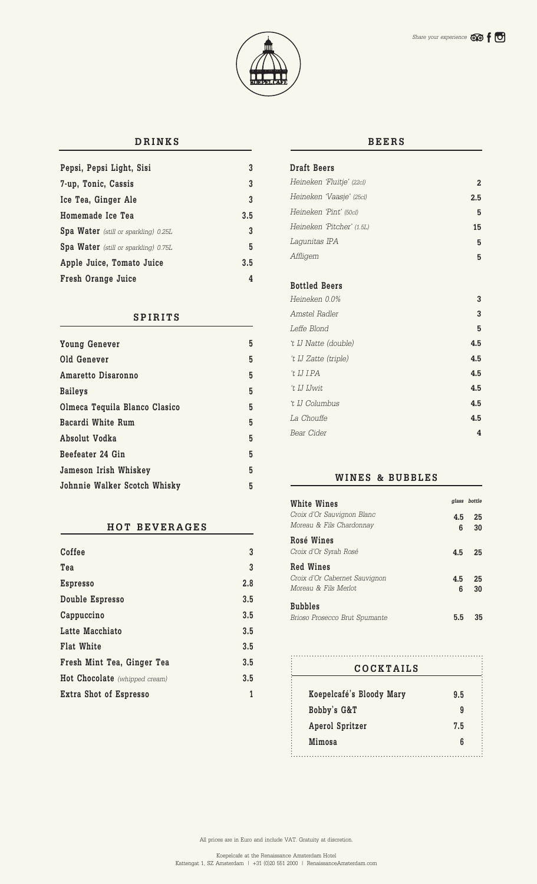Share your experience

## DRINKS

| | |
|---|---|
| **Pepsi, Pepsi Light, Sisi** | 3 |
| **7-up, Tonic, Cassis** | 3 |
| **Ice Tea, Ginger Ale** | 3 |
| **Homemade Ice Tea** | 3.5 |
| **Spa Water** *(still or sparkling) 0.25L* | 3 |
| **Spa Water** *(still or sparkling) 0.75L* | 5 |
| **Apple Juice, Tomato Juice** | 3.5 |
| **Fresh Orange Juice** | 4 |

## SPIRITS

| | |
|---|---|
| **Young Genever** | 5 |
| **Old Genever** | 5 |
| **Amaretto Disaronno** | 5 |
| **Baileys** | 5 |
| **Olmeca Tequila Blanco Clasico** | 5 |
| **Bacardi White Rum** | 5 |
| **Absolut Vodka** | 5 |
| **Beefeater 24 Gin** | 5 |
| **Jameson Irish Whiskey** | 5 |
| **Johnnie Walker Scotch Whisky** | 5 |

## HOT BEVERAGES

| | |
|---|---|
| **Coffee** | 3 |
| **Tea** | 3 |
| **Espresso** | 2.8 |
| **Double Espresso** | 3.5 |
| **Cappuccino** | 3.5 |
| **Latte Macchiato** | 3.5 |
| **Flat White** | 3.5 |
| **Fresh Mint Tea, Ginger Tea** | 3.5 |
| **Hot Chocolate** *(whipped cream)* | 3.5 |
| **Extra Shot of Espresso** | 1 |

## BEERS

**Draft Beers**

| | |
|---|---|
| *Heineken 'Fluitje' (22cl)* | 2 |
| *Heineken 'Vaasje' (25cl)* | 2.5 |
| *Heineken 'Pint' (50cl)* | 5 |
| *Heineken 'Pitcher' (1.5L)* | 15 |
| *Lagunitas IPA* | 5 |
| *Affligem* | 5 |

**Bottled Beers**

| | |
|---|---|
| *Heineken 0.0%* | 3 |
| *Amstel Radler* | 3 |
| *Leffe Blond* | 5 |
| *'t IJ Natte (double)* | 4.5 |
| *'t IJ Zatte (triple)* | 4.5 |
| *'t IJ I.PA* | 4.5 |
| *'t IJ IJwit* | 4.5 |
| *'t IJ Columbus* | 4.5 |
| *La Chouffe* | 4.5 |
| *Bear Cider* | 4 |

## WINES & BUBBLES

| | glass | bottle |
|---|---|---|
| **White Wines** | | |
| *Croix d'Or Sauvignon Blanc* | 4.5 | 25 |
| *Moreau & Fils Chardonnay* | 6 | 30 |
| **Rosé Wines** | | |
| *Croix d'Or Syrah Rosé* | 4.5 | 25 |
| **Red Wines** | | |
| *Croix d'Or Cabernet Sauvignon* | 4.5 | 25 |
| *Moreau & Fils Merlot* | 6 | 30 |
| **Bubbles** | | |
| *Brioso Prosecco Brut Spumante* | 5.5 | 35 |

## COCKTAILS

| | |
|---|---|
| **Koepelcafé's Bloody Mary** | 9.5 |
| **Bobby's G&T** | 9 |
| **Aperol Spritzer** | 7.5 |
| **Mimosa** | 6 |

All prices are in Euro and include VAT. Gratuity at discretion.

Koepelcafe at the Renaissance Amsterdam Hotel
Kattengat 1, SZ Amsterdam | +31 (0)20 551 2000 | RenaissanceAmsterdam.com